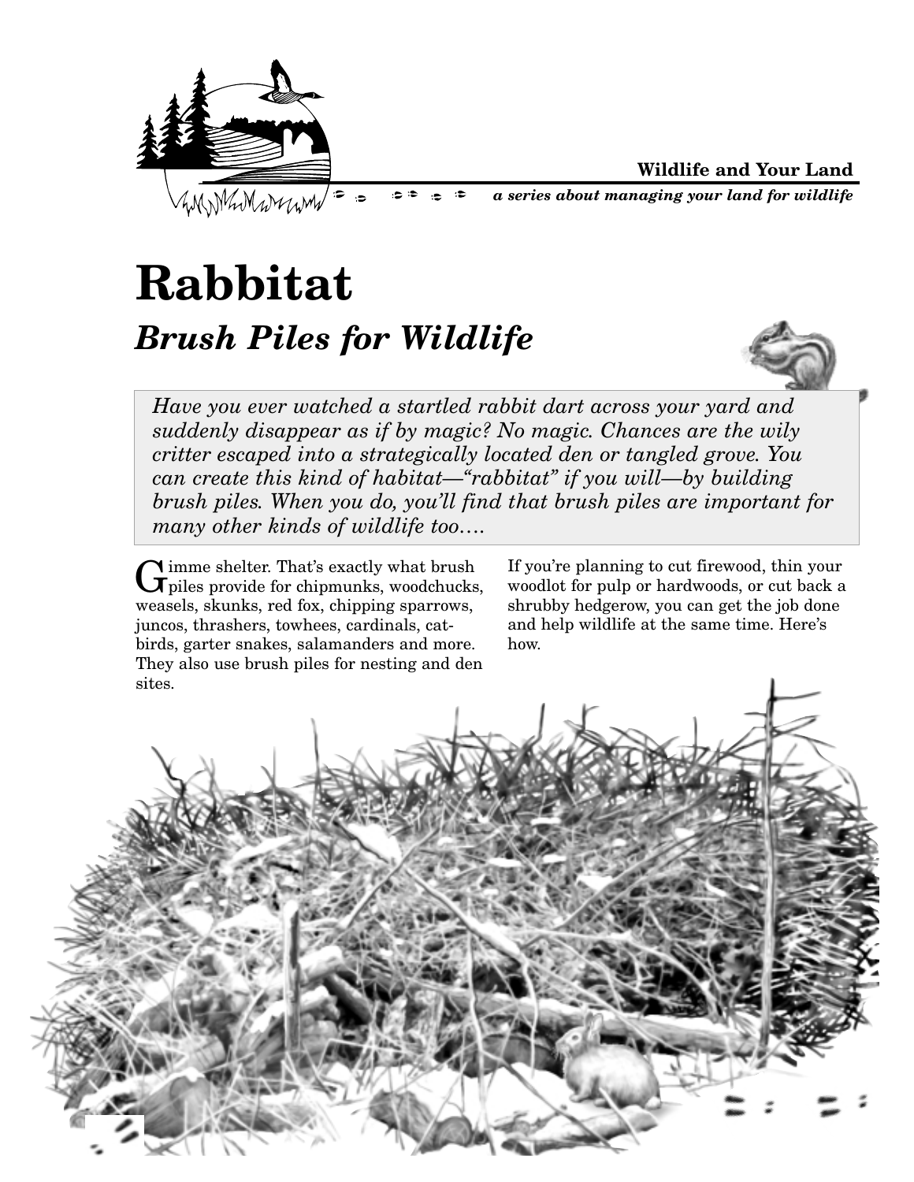**Wildlife and Your Land**

*a series about managing your land for wildlife*

# Rabbitat

## *Brush Piles for Wildlife*

*Have you ever watched a startled rabbit dart across your yard and suddenly disappear as if by magic? No magic. Chances are the wily critter escaped into a strategically located den or tangled grove. You can create this kind of habitat—"rabbitat" if you will—by building brush piles. When you do, you'll find that brush piles are important for many other kinds of wildlife too….*

Gimme shelter. That's exactly what brush piles provide for chipmunks, woodchucks, weasels, skunks, red fox, chipping sparrows, juncos, thrashers, towhees, cardinals, catbirds, garter snakes, salamanders and more. They also use brush piles for nesting and den sites.

If you're planning to cut firewood, thin your woodlot for pulp or hardwoods, or cut back a shrubby hedgerow, you can get the job done and help wildlife at the same time. Here's how.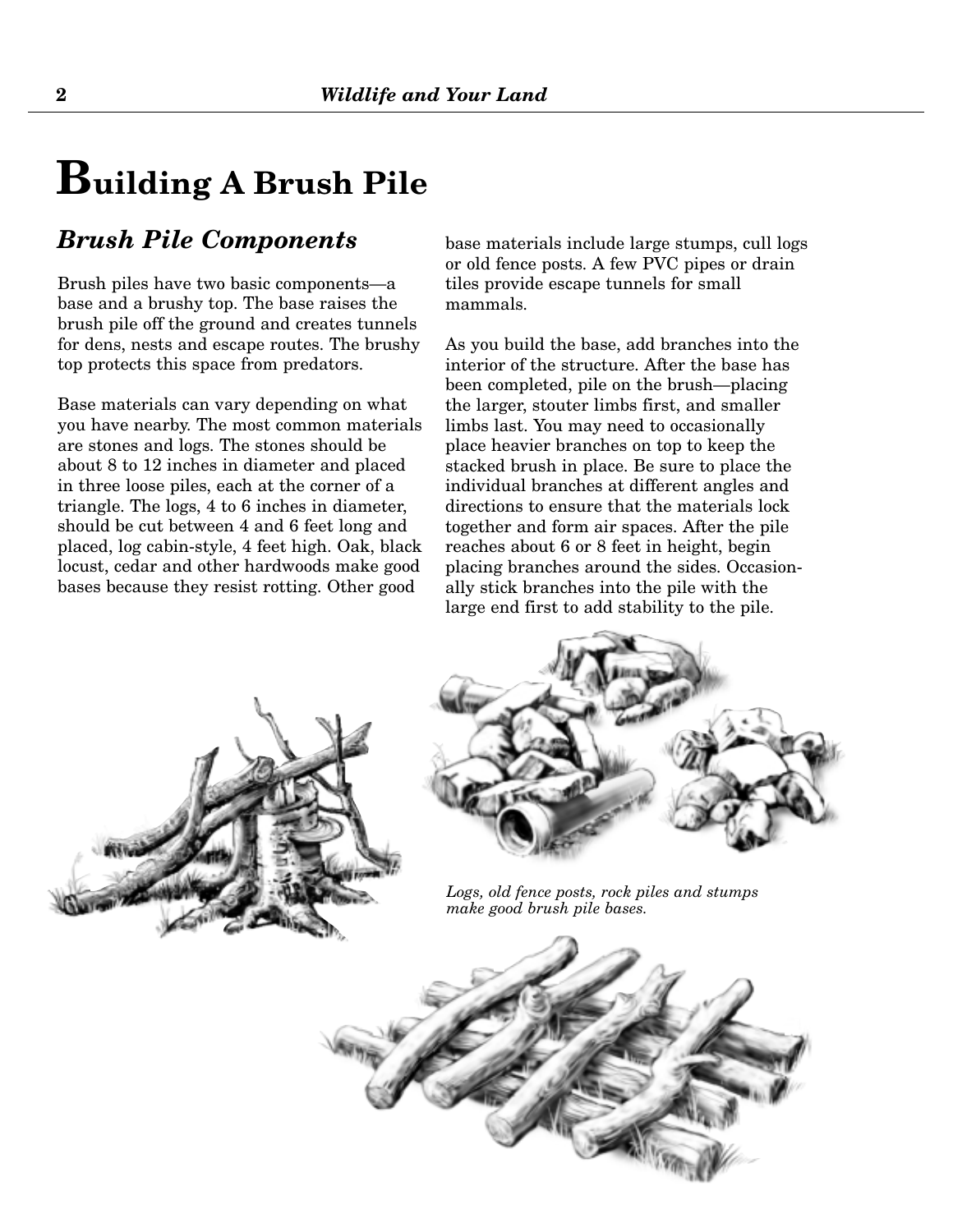# Building A Brush Pile

## *Brush Pile Components*

Brush piles have two basic components—a base and a brushy top. The base raises the brush pile off the ground and creates tunnels for dens, nests and escape routes. The brushy top protects this space from predators.

Base materials can vary depending on what you have nearby. The most common materials are stones and logs. The stones should be about 8 to 12 inches in diameter and placed in three loose piles, each at the corner of a triangle. The logs, 4 to 6 inches in diameter, should be cut between 4 and 6 feet long and placed, log cabin-style, 4 feet high. Oak, black locust, cedar and other hardwoods make good bases because they resist rotting. Other good base materials include large stumps, cull logs or old fence posts. A few PVC pipes or drain tiles provide escape tunnels for small mammals.

As you build the base, add branches into the interior of the structure. After the base has been completed, pile on the brush—placing the larger, stouter limbs first, and smaller limbs last. You may need to occasionally place heavier branches on top to keep the stacked brush in place. Be sure to place the individual branches at different angles and directions to ensure that the materials lock together and form air spaces. After the pile reaches about 6 or 8 feet in height, begin placing branches around the sides. Occasionally stick branches into the pile with the large end first to add stability to the pile.

*Logs, old fence posts, rock piles and stumps make good brush pile bases.*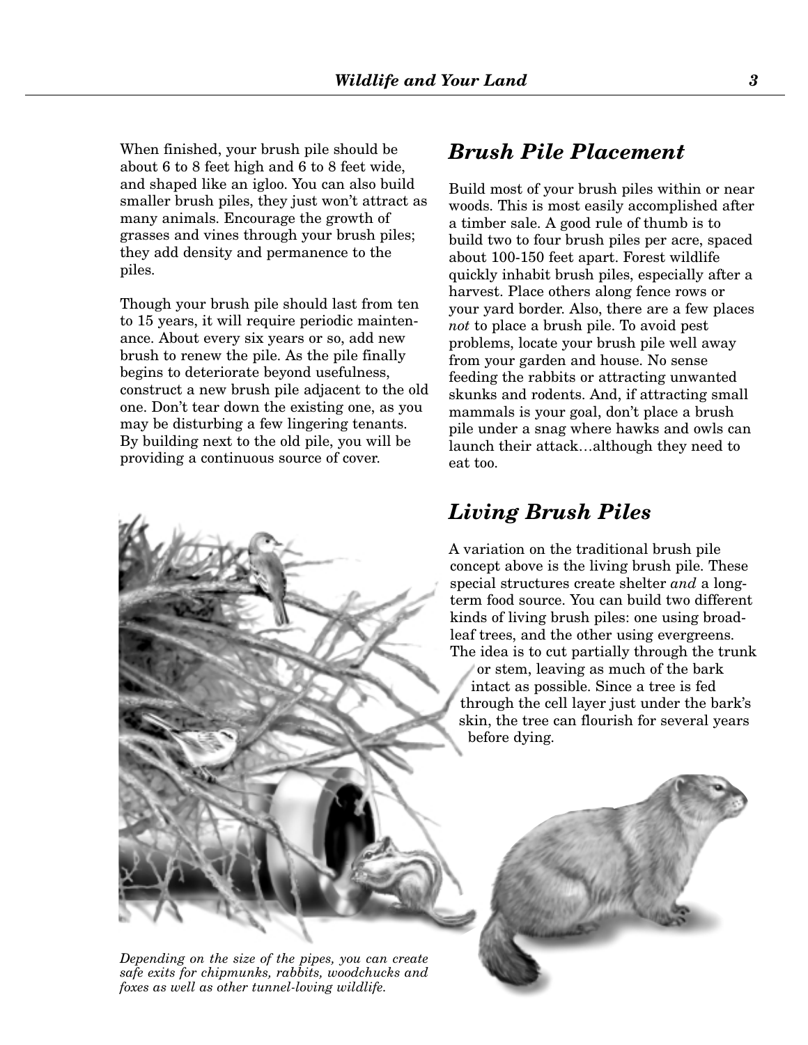When finished, your brush pile should be about 6 to 8 feet high and 6 to 8 feet wide, and shaped like an igloo. You can also build smaller brush piles, they just won't attract as many animals. Encourage the growth of grasses and vines through your brush piles; they add density and permanence to the piles.

Though your brush pile should last from ten to 15 years, it will require periodic maintenance. About every six years or so, add new brush to renew the pile. As the pile finally begins to deteriorate beyond usefulness, construct a new brush pile adjacent to the old one. Don't tear down the existing one, as you may be disturbing a few lingering tenants. By building next to the old pile, you will be providing a continuous source of cover.

## Brush Pile Placement

Build most of your brush piles within or near woods. This is most easily accomplished after a timber sale. A good rule of thumb is to build two to four brush piles per acre, spaced about 100-150 feet apart. Forest wildlife quickly inhabit brush piles, especially after a harvest. Place others along fence rows or your yard border. Also, there are a few places *not* to place a brush pile. To avoid pest problems, locate your brush pile well away from your garden and house. No sense feeding the rabbits or attracting unwanted skunks and rodents. And, if attracting small mammals is your goal, don't place a brush pile under a snag where hawks and owls can launch their attack…although they need to eat too.

## Living Brush Piles

A variation on the traditional brush pile concept above is the living brush pile. These special structures create shelter *and* a long-term food source. You can build two different kinds of living brush piles: one using broadleaf trees, and the other using evergreens. The idea is to cut partially through the trunk or stem, leaving as much of the bark intact as possible. Since a tree is fed through the cell layer just under the bark's skin, the tree can flourish for several years before dying.

*Depending on the size of the pipes, you can create safe exits for chipmunks, rabbits, woodchucks and foxes as well as other tunnel-loving wildlife.*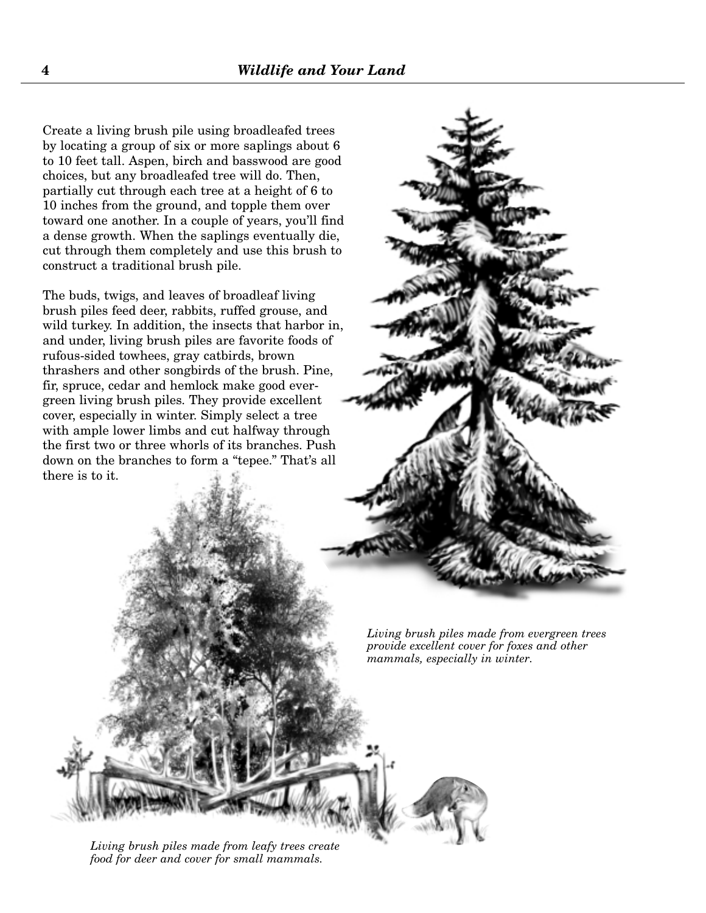Create a living brush pile using broadleafed trees by locating a group of six or more saplings about 6 to 10 feet tall. Aspen, birch and basswood are good choices, but any broadleafed tree will do. Then, partially cut through each tree at a height of 6 to 10 inches from the ground, and topple them over toward one another. In a couple of years, you'll find a dense growth. When the saplings eventually die, cut through them completely and use this brush to construct a traditional brush pile.

The buds, twigs, and leaves of broadleaf living brush piles feed deer, rabbits, ruffed grouse, and wild turkey. In addition, the insects that harbor in, and under, living brush piles are favorite foods of rufous-sided towhees, gray catbirds, brown thrashers and other songbirds of the brush. Pine, fir, spruce, cedar and hemlock make good evergreen living brush piles. They provide excellent cover, especially in winter. Simply select a tree with ample lower limbs and cut halfway through the first two or three whorls of its branches. Push down on the branches to form a "tepee." That's all there is to it.

*Living brush piles made from evergreen trees provide excellent cover for foxes and other mammals, especially in winter.*

*Living brush piles made from leafy trees create food for deer and cover for small mammals.*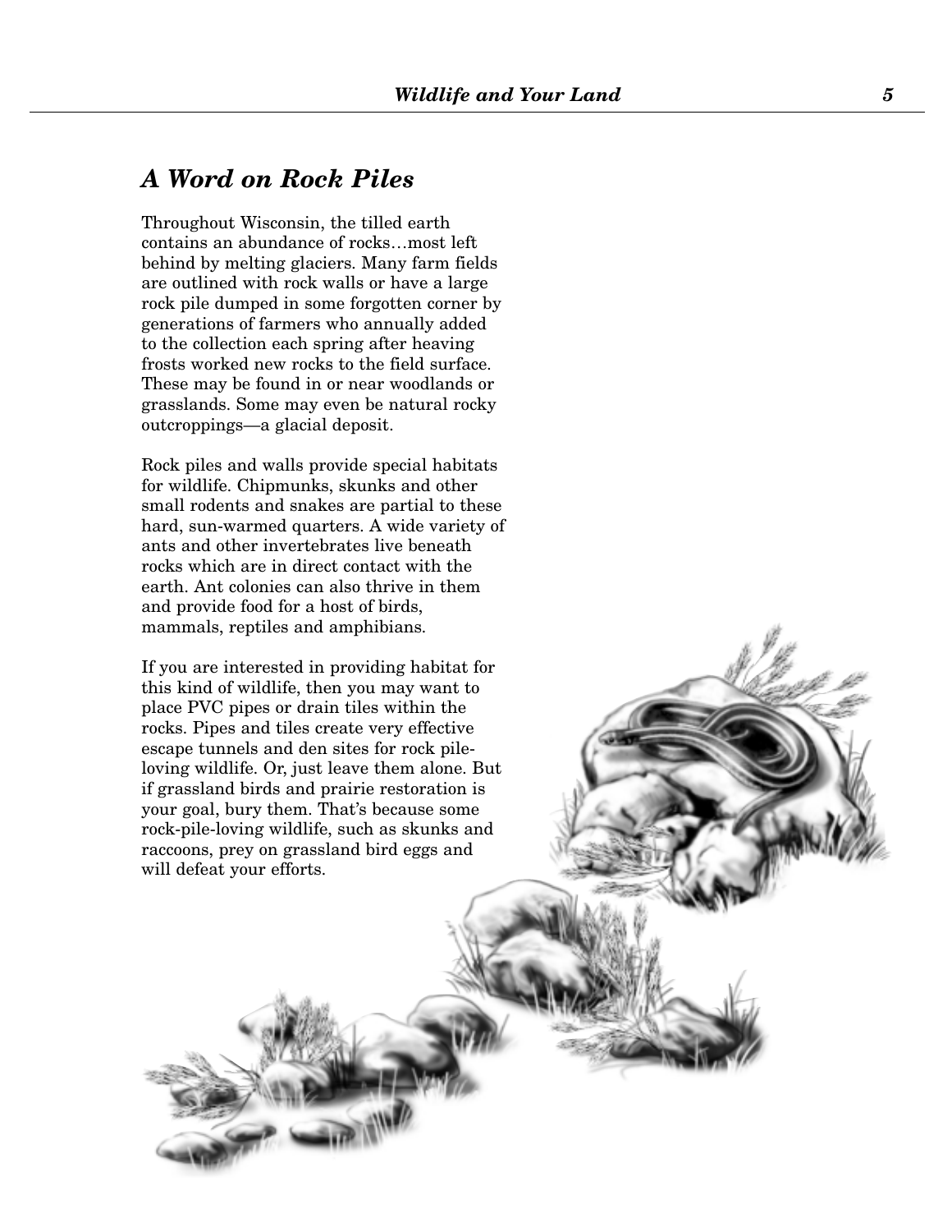## *A Word on Rock Piles*

Throughout Wisconsin, the tilled earth contains an abundance of rocks…most left behind by melting glaciers. Many farm fields are outlined with rock walls or have a large rock pile dumped in some forgotten corner by generations of farmers who annually added to the collection each spring after heaving frosts worked new rocks to the field surface. These may be found in or near woodlands or grasslands. Some may even be natural rocky outcroppings—a glacial deposit.

Rock piles and walls provide special habitats for wildlife. Chipmunks, skunks and other small rodents and snakes are partial to these hard, sun-warmed quarters. A wide variety of ants and other invertebrates live beneath rocks which are in direct contact with the earth. Ant colonies can also thrive in them and provide food for a host of birds, mammals, reptiles and amphibians.

If you are interested in providing habitat for this kind of wildlife, then you may want to place PVC pipes or drain tiles within the rocks. Pipes and tiles create very effective escape tunnels and den sites for rock pile-loving wildlife. Or, just leave them alone. But if grassland birds and prairie restoration is your goal, bury them. That's because some rock-pile-loving wildlife, such as skunks and raccoons, prey on grassland bird eggs and will defeat your efforts.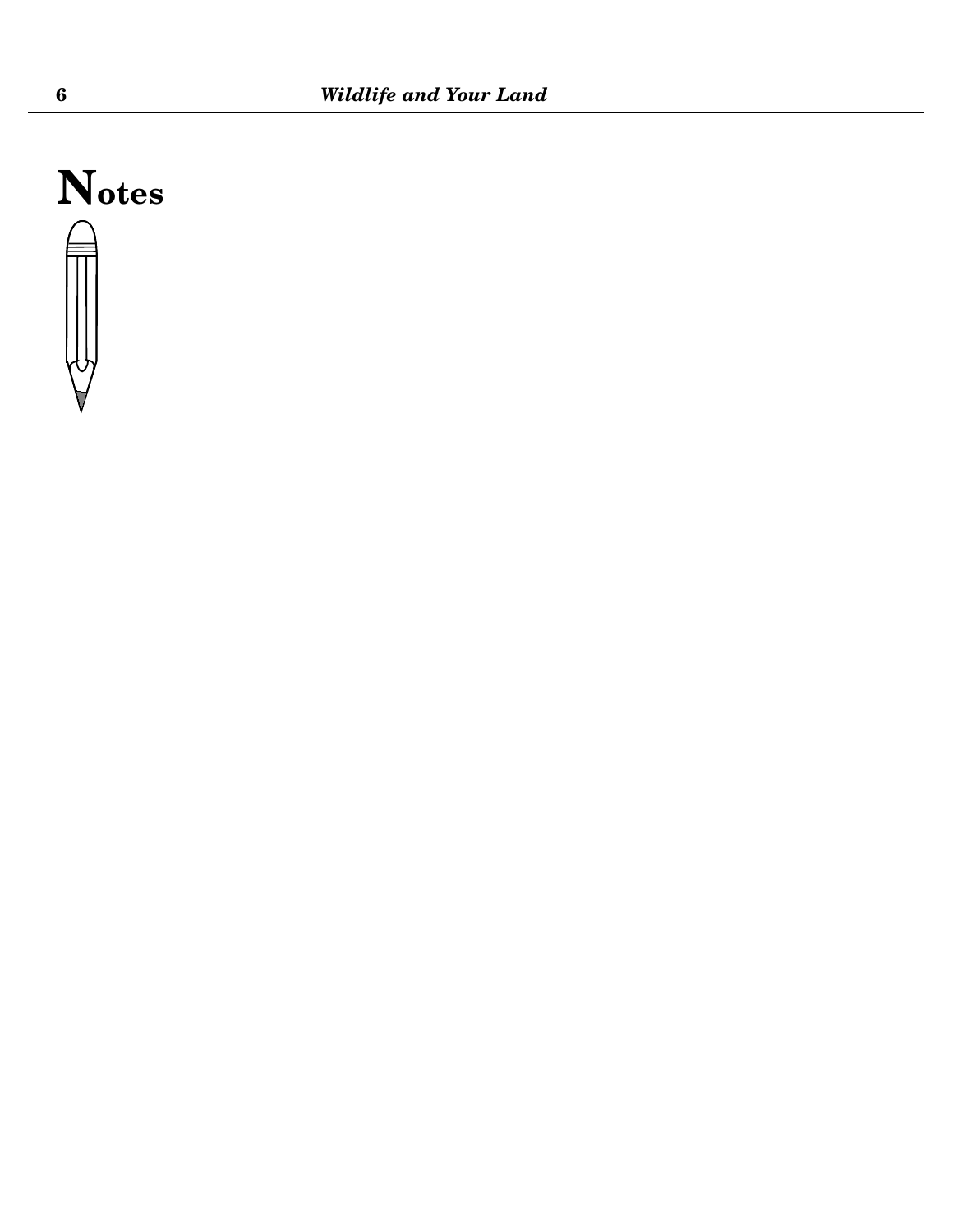# Notes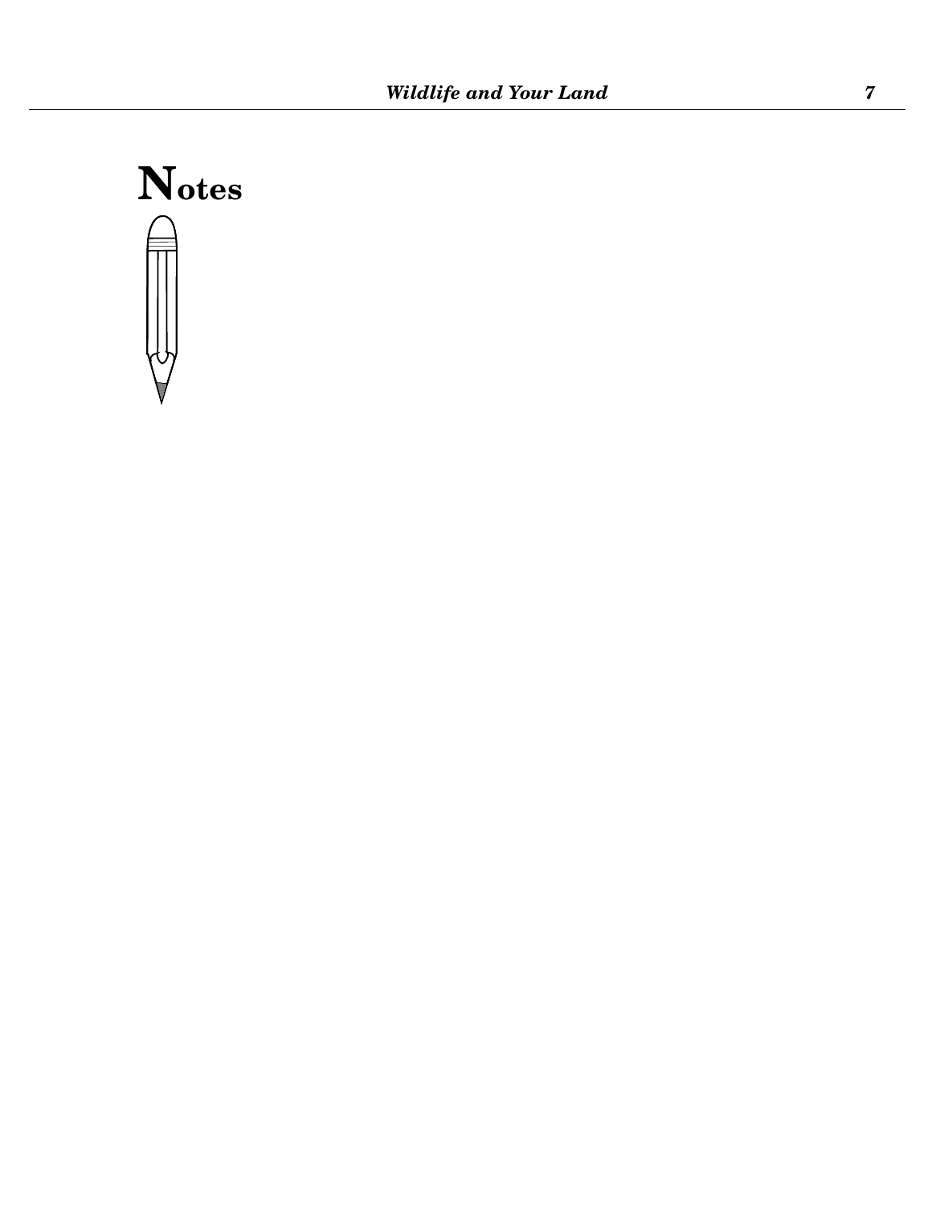# Notes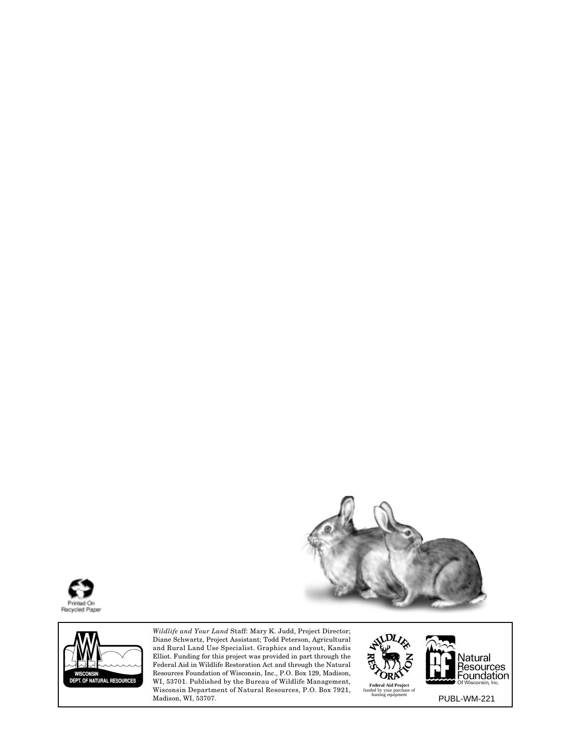Printed On Recycled Paper

WISCONSIN DEPT. OF NATURAL RESOURCES

*Wildlife and Your Land* Staff: Mary K. Judd, Project Director; Diane Schwartz, Project Assistant; Todd Peterson, Agricultural and Rural Land Use Specialist. Graphics and layout, Kandis Elliot. Funding for this project was provided in part through the Federal Aid in Wildlife Restoration Act and through the Natural Resources Foundation of Wisconsin, Inc., P.O. Box 129, Madison, WI, 53701. Published by the Bureau of Wildlife Management, Wisconsin Department of Natural Resources, P.O. Box 7921, Madison, WI, 53707.

WILDLIFE RESTORATION

**Federal Aid Project**
funded by your purchase of hunting equipment

Natural Resources Foundation Of Wisconsin, Inc.

PUBL-WM-221